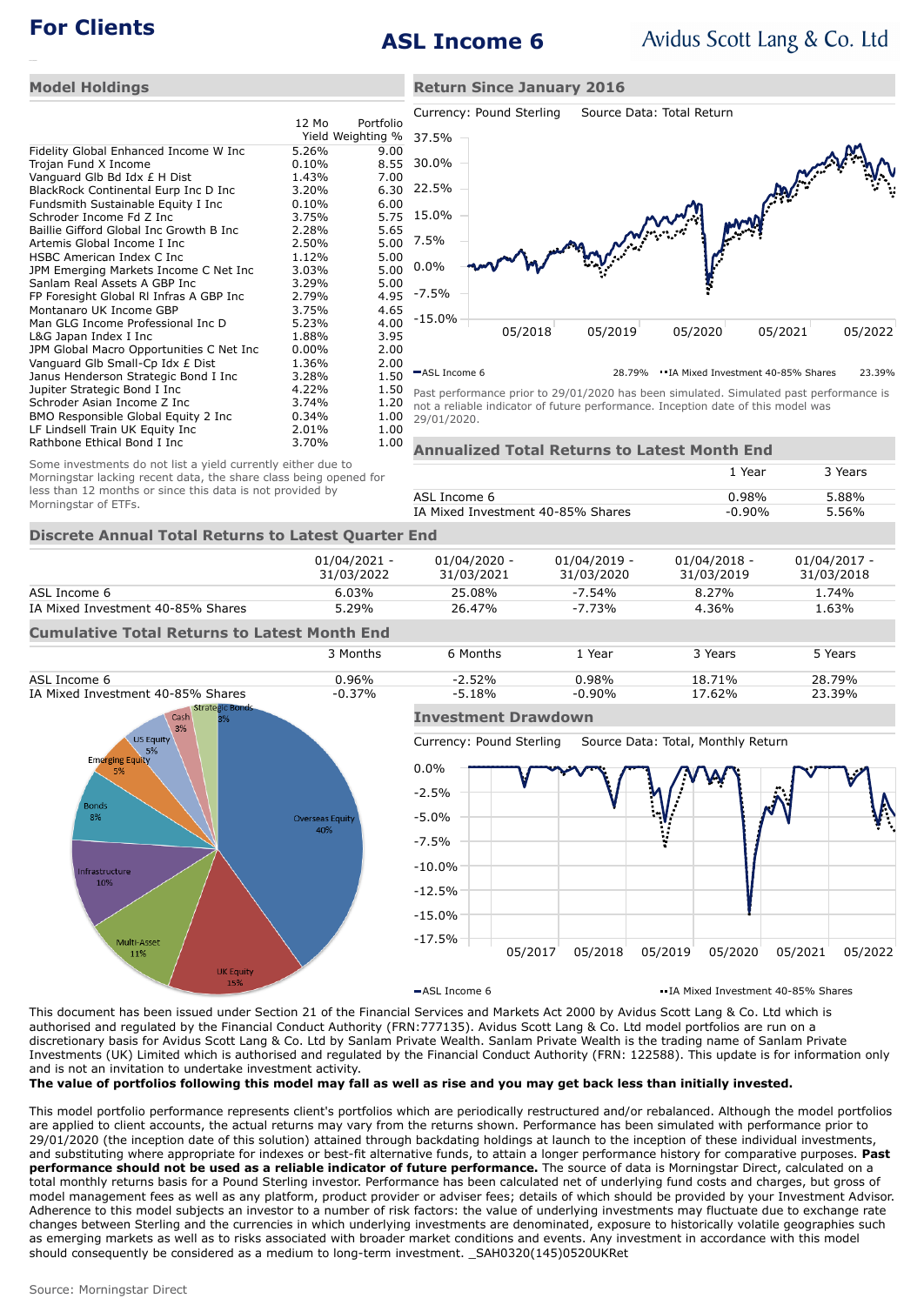# For Clients

# ASL Income 6

Avidus Scott Lang & Co. Ltd

## Model Holdings

| | 12 Mo Yield | Portfolio Weighting % |
|---|---|---|
| Fidelity Global Enhanced Income W Inc | 5.26% | 9.00 |
| Trojan Fund X Income | 0.10% | 8.55 |
| Vanguard Glb Bd Idx £ H Dist | 1.43% | 7.00 |
| BlackRock Continental Eurp Inc D Inc | 3.20% | 6.30 |
| Fundsmith Sustainable Equity I Inc | 0.10% | 6.00 |
| Schroder Income Fd Z Inc | 3.75% | 5.75 |
| Baillie Gifford Global Inc Growth B Inc | 2.28% | 5.65 |
| Artemis Global Income I Inc | 2.50% | 5.00 |
| HSBC American Index C Inc | 1.12% | 5.00 |
| JPM Emerging Markets Income C Net Inc | 3.03% | 5.00 |
| Sanlam Real Assets A GBP Inc | 3.29% | 5.00 |
| FP Foresight Global RI Infras A GBP Inc | 2.79% | 4.95 |
| Montanaro UK Income GBP | 3.75% | 4.65 |
| Man GLG Income Professional Inc D | 5.23% | 4.00 |
| L&G Japan Index I Inc | 1.88% | 3.95 |
| JPM Global Macro Opportunities C Net Inc | 0.00% | 2.00 |
| Vanguard Glb Small-Cp Idx £ Dist | 1.36% | 2.00 |
| Janus Henderson Strategic Bond I Inc | 3.28% | 1.50 |
| Jupiter Strategic Bond I Inc | 4.22% | 1.50 |
| Schroder Asian Income Z Inc | 3.74% | 1.20 |
| BMO Responsible Global Equity 2 Inc | 0.34% | 1.00 |
| LF Lindsell Train UK Equity Inc | 2.01% | 1.00 |
| Rathbone Ethical Bond I Inc | 3.70% | 1.00 |

Some investments do not list a yield currently either due to Morningstar lacking recent data, the share class being opened for less than 12 months or since this data is not provided by Morningstar of ETFs.

## Return Since January 2016

Currency: Pound Sterling Source Data: Total Return

ASL Income 6 28.79% IA Mixed Investment 40-85% Shares 23.39%

Past performance prior to 29/01/2020 has been simulated. Simulated past performance is not a reliable indicator of future performance. Inception date of this model was 29/01/2020.

## Annualized Total Returns to Latest Month End

| | 1 Year | 3 Years |
|---|---|---|
| ASL Income 6 | 0.98% | 5.88% |
| IA Mixed Investment 40-85% Shares | -0.90% | 5.56% |

## Discrete Annual Total Returns to Latest Quarter End

| | 01/04/2021 - 31/03/2022 | 01/04/2020 - 31/03/2021 | 01/04/2019 - 31/03/2020 | 01/04/2018 - 31/03/2019 | 01/04/2017 - 31/03/2018 |
|---|---|---|---|---|---|
| ASL Income 6 | 6.03% | 25.08% | -7.54% | 8.27% | 1.74% |
| IA Mixed Investment 40-85% Shares | 5.29% | 26.47% | -7.73% | 4.36% | 1.63% |

## Cumulative Total Returns to Latest Month End

| | 3 Months | 6 Months | 1 Year | 3 Years | 5 Years |
|---|---|---|---|---|---|
| ASL Income 6 | 0.96% | -2.52% | 0.98% | 18.71% | 28.79% |
| IA Mixed Investment 40-85% Shares | -0.37% | -5.18% | -0.90% | 17.62% | 23.39% |

Overseas Equity 40%, UK Equity 15%, Multi-Asset 11%, Infrastructure 10%, Bonds 8%, Emerging Equity 5%, US Equity 5%, Cash 3%, Strategic Bonds 3%

## Investment Drawdown

Currency: Pound Sterling Source Data: Total, Monthly Return

ASL Income 6 IA Mixed Investment 40-85% Shares

This document has been issued under Section 21 of the Financial Services and Markets Act 2000 by Avidus Scott Lang & Co. Ltd which is authorised and regulated by the Financial Conduct Authority (FRN:777135). Avidus Scott Lang & Co. Ltd model portfolios are run on a discretionary basis for Avidus Scott Lang & Co. Ltd by Sanlam Private Wealth. Sanlam Private Wealth is the trading name of Sanlam Private Investments (UK) Limited which is authorised and regulated by the Financial Conduct Authority (FRN: 122588). This update is for information only and is not an invitation to undertake investment activity.

**The value of portfolios following this model may fall as well as rise and you may get back less than initially invested.**

This model portfolio performance represents client's portfolios which are periodically restructured and/or rebalanced. Although the model portfolios are applied to client accounts, the actual returns may vary from the returns shown. Performance has been simulated with performance prior to 29/01/2020 (the inception date of this solution) attained through backdating holdings at launch to the inception of these individual investments, and substituting where appropriate for indexes or best-fit alternative funds, to attain a longer performance history for comparative purposes. **Past performance should not be used as a reliable indicator of future performance.** The source of data is Morningstar Direct, calculated on a total monthly returns basis for a Pound Sterling investor. Performance has been calculated net of underlying fund costs and charges, but gross of model management fees as well as any platform, product provider or adviser fees; details of which should be provided by your Investment Advisor. Adherence to this model subjects an investor to a number of risk factors: the value of underlying investments may fluctuate due to exchange rate changes between Sterling and the currencies in which underlying investments are denominated, exposure to historically volatile geographies such as emerging markets as well as to risks associated with broader market conditions and events. Any investment in accordance with this model should consequently be considered as a medium to long-term investment. _SAH0320(145)0520UKRet

Source: Morningstar Direct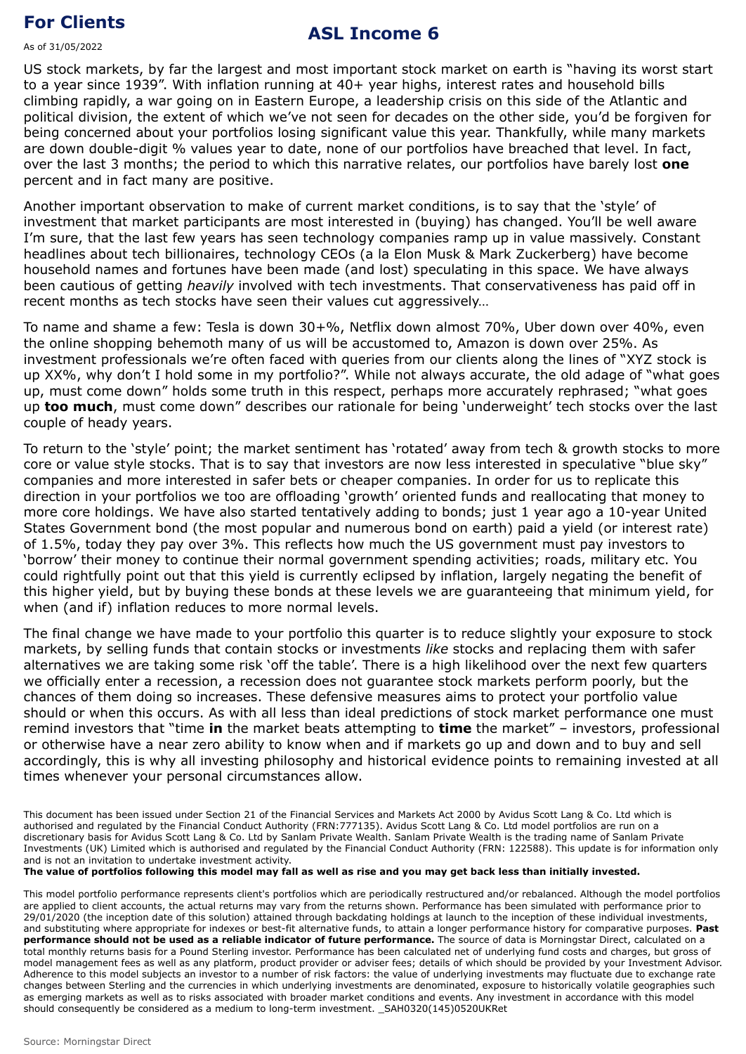**For Clients**

As of 31/05/2022

# ASL Income 6

US stock markets, by far the largest and most important stock market on earth is "having its worst start to a year since 1939". With inflation running at 40+ year highs, interest rates and household bills climbing rapidly, a war going on in Eastern Europe, a leadership crisis on this side of the Atlantic and political division, the extent of which we've not seen for decades on the other side, you'd be forgiven for being concerned about your portfolios losing significant value this year. Thankfully, while many markets are down double-digit % values year to date, none of our portfolios have breached that level. In fact, over the last 3 months; the period to which this narrative relates, our portfolios have barely lost **one** percent and in fact many are positive.

Another important observation to make of current market conditions, is to say that the 'style' of investment that market participants are most interested in (buying) has changed. You'll be well aware I'm sure, that the last few years has seen technology companies ramp up in value massively. Constant headlines about tech billionaires, technology CEOs (a la Elon Musk & Mark Zuckerberg) have become household names and fortunes have been made (and lost) speculating in this space. We have always been cautious of getting *heavily* involved with tech investments. That conservativeness has paid off in recent months as tech stocks have seen their values cut aggressively…

To name and shame a few: Tesla is down 30+%, Netflix down almost 70%, Uber down over 40%, even the online shopping behemoth many of us will be accustomed to, Amazon is down over 25%. As investment professionals we're often faced with queries from our clients along the lines of "XYZ stock is up XX%, why don't I hold some in my portfolio?". While not always accurate, the old adage of "what goes up, must come down" holds some truth in this respect, perhaps more accurately rephrased; "what goes up **too much**, must come down" describes our rationale for being 'underweight' tech stocks over the last couple of heady years.

To return to the 'style' point; the market sentiment has 'rotated' away from tech & growth stocks to more core or value style stocks. That is to say that investors are now less interested in speculative "blue sky" companies and more interested in safer bets or cheaper companies. In order for us to replicate this direction in your portfolios we too are offloading 'growth' oriented funds and reallocating that money to more core holdings. We have also started tentatively adding to bonds; just 1 year ago a 10-year United States Government bond (the most popular and numerous bond on earth) paid a yield (or interest rate) of 1.5%, today they pay over 3%. This reflects how much the US government must pay investors to 'borrow' their money to continue their normal government spending activities; roads, military etc. You could rightfully point out that this yield is currently eclipsed by inflation, largely negating the benefit of this higher yield, but by buying these bonds at these levels we are guaranteeing that minimum yield, for when (and if) inflation reduces to more normal levels.

The final change we have made to your portfolio this quarter is to reduce slightly your exposure to stock markets, by selling funds that contain stocks or investments *like* stocks and replacing them with safer alternatives we are taking some risk 'off the table'. There is a high likelihood over the next few quarters we officially enter a recession, a recession does not guarantee stock markets perform poorly, but the chances of them doing so increases. These defensive measures aims to protect your portfolio value should or when this occurs. As with all less than ideal predictions of stock market performance one must remind investors that "time **in** the market beats attempting to **time** the market" – investors, professional or otherwise have a near zero ability to know when and if markets go up and down and to buy and sell accordingly, this is why all investing philosophy and historical evidence points to remaining invested at all times whenever your personal circumstances allow.

This document has been issued under Section 21 of the Financial Services and Markets Act 2000 by Avidus Scott Lang & Co. Ltd which is authorised and regulated by the Financial Conduct Authority (FRN:777135). Avidus Scott Lang & Co. Ltd model portfolios are run on a discretionary basis for Avidus Scott Lang & Co. Ltd by Sanlam Private Wealth. Sanlam Private Wealth is the trading name of Sanlam Private Investments (UK) Limited which is authorised and regulated by the Financial Conduct Authority (FRN: 122588). This update is for information only and is not an invitation to undertake investment activity.

**The value of portfolios following this model may fall as well as rise and you may get back less than initially invested.**

This model portfolio performance represents client's portfolios which are periodically restructured and/or rebalanced. Although the model portfolios are applied to client accounts, the actual returns may vary from the returns shown. Performance has been simulated with performance prior to 29/01/2020 (the inception date of this solution) attained through backdating holdings at launch to the inception of these individual investments, and substituting where appropriate for indexes or best-fit alternative funds, to attain a longer performance history for comparative purposes. **Past performance should not be used as a reliable indicator of future performance.** The source of data is Morningstar Direct, calculated on a total monthly returns basis for a Pound Sterling investor. Performance has been calculated net of underlying fund costs and charges, but gross of model management fees as well as any platform, product provider or adviser fees; details of which should be provided by your Investment Advisor. Adherence to this model subjects an investor to a number of risk factors: the value of underlying investments may fluctuate due to exchange rate changes between Sterling and the currencies in which underlying investments are denominated, exposure to historically volatile geographies such as emerging markets as well as to risks associated with broader market conditions and events. Any investment in accordance with this model should consequently be considered as a medium to long-term investment. _SAH0320(145)0520UKRet

Source: Morningstar Direct